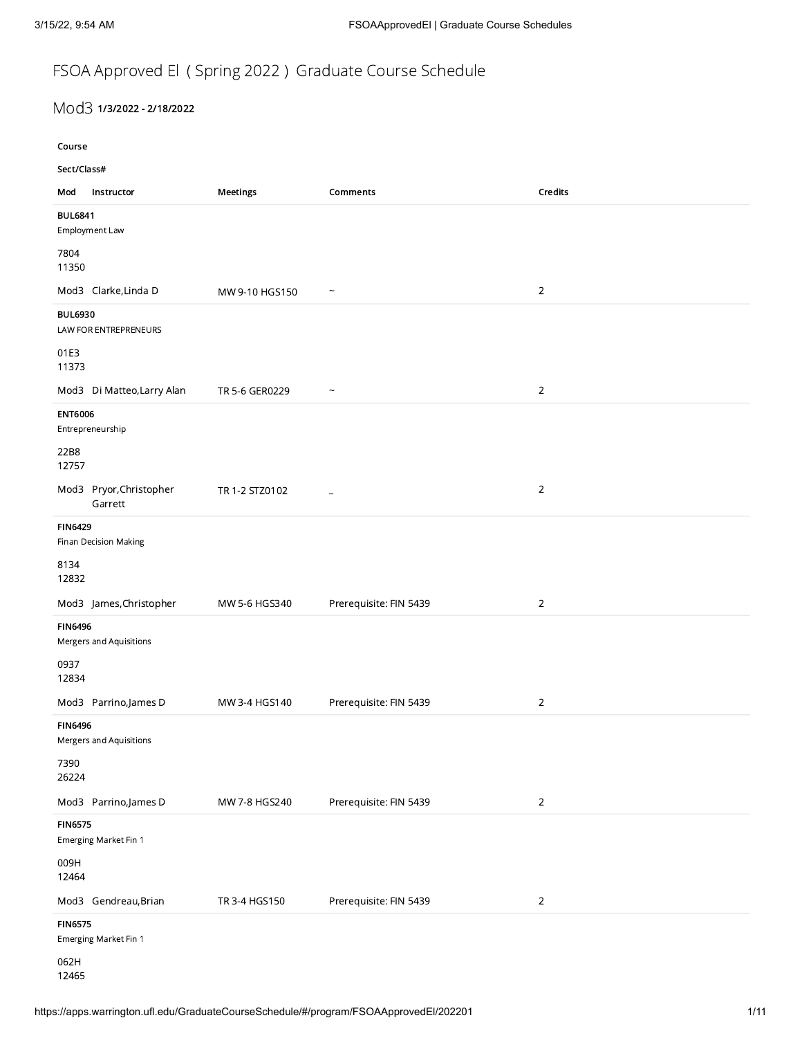# FSOA Approved El ( Spring 2022 ) Graduate Course Schedule

## Mod3 1/3/2022 - 2/18/2022

| Course<br>Sect/Class#<br>Mod | Instructor | Meetings | Comments | Credits |
|---|---|---|---|---|
| **BUL6841**<br>Employment Law<br>7804<br>11350<br>Mod3 | Clarke,Linda D | MW 9-10 HGS150 | ~ | 2 |
| **BUL6930**<br>LAW FOR ENTREPRENEURS<br>01E3<br>11373<br>Mod3 | Di Matteo,Larry Alan | TR 5-6 GER0229 | ~ | 2 |
| **ENT6006**<br>Entrepreneurship<br>22B8<br>12757<br>Mod3 | Pryor,Christopher Garrett | TR 1-2 STZ0102 | _ | 2 |
| **FIN6429**<br>Finan Decision Making<br>8134<br>12832<br>Mod3 | James,Christopher | MW 5-6 HGS340 | Prerequisite: FIN 5439 | 2 |
| **FIN6496**<br>Mergers and Aquisitions<br>0937<br>12834<br>Mod3 | Parrino,James D | MW 3-4 HGS140 | Prerequisite: FIN 5439 | 2 |
| **FIN6496**<br>Mergers and Aquisitions<br>7390<br>26224<br>Mod3 | Parrino,James D | MW 7-8 HGS240 | Prerequisite: FIN 5439 | 2 |
| **FIN6575**<br>Emerging Market Fin 1<br>009H<br>12464<br>Mod3 | Gendreau,Brian | TR 3-4 HGS150 | Prerequisite: FIN 5439 | 2 |
| **FIN6575**<br>Emerging Market Fin 1<br>062H<br>12465 | | | | |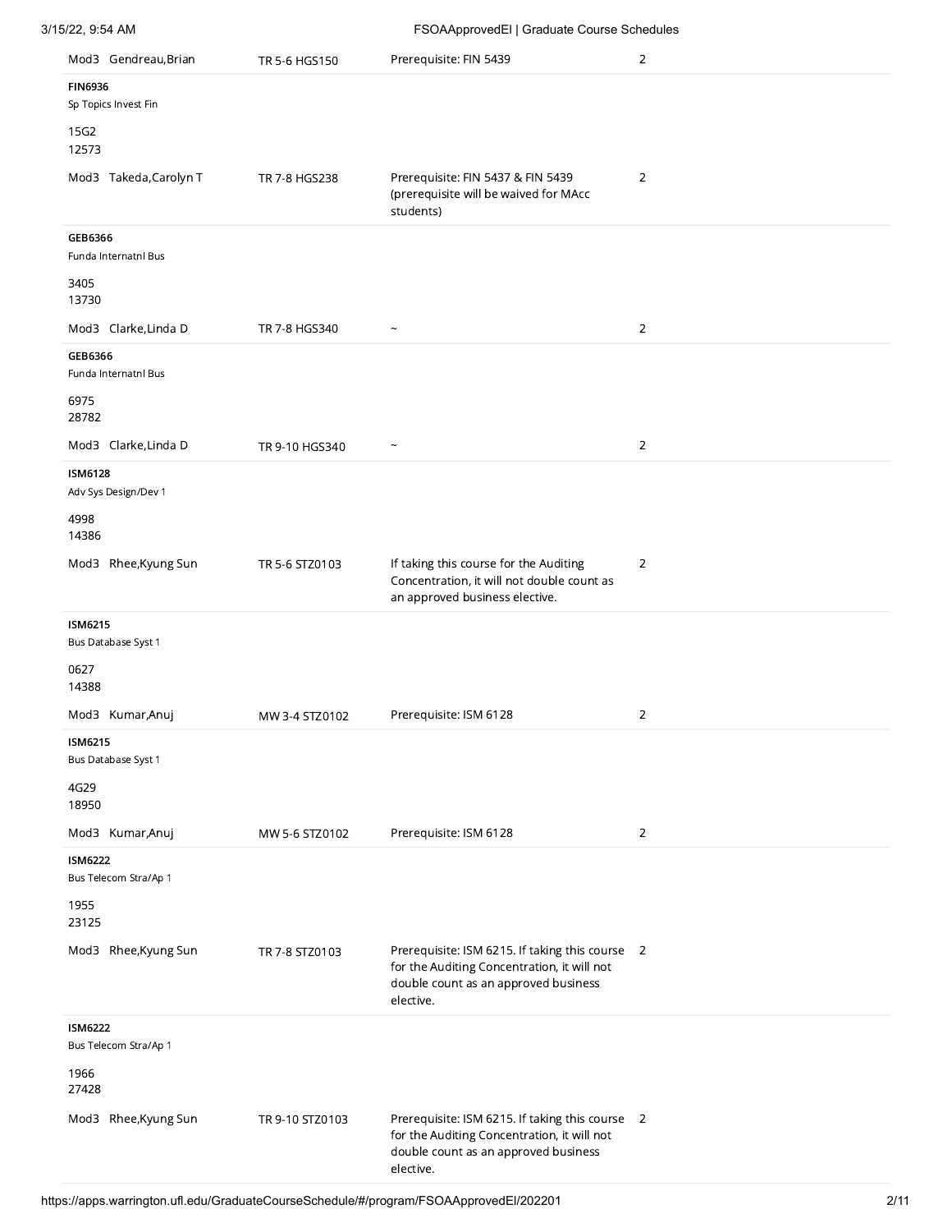| | | | |
|---|---|---|---|
| Mod3 Gendreau,Brian | TR 5-6 HGS150 | Prerequisite: FIN 5439 | 2 |
| **FIN6936**<br>Sp Topics Invest Fin<br><br>15G2<br>12573 | | | |
| Mod3 Takeda,Carolyn T | TR 7-8 HGS238 | Prerequisite: FIN 5437 & FIN 5439 (prerequisite will be waived for MAcc students) | 2 |
| **GEB6366**<br>Funda Internatnl Bus<br><br>3405<br>13730 | | | |
| Mod3 Clarke,Linda D | TR 7-8 HGS340 | ~ | 2 |
| **GEB6366**<br>Funda Internatnl Bus<br><br>6975<br>28782 | | | |
| Mod3 Clarke,Linda D | TR 9-10 HGS340 | ~ | 2 |
| **ISM6128**<br>Adv Sys Design/Dev 1<br><br>4998<br>14386 | | | |
| Mod3 Rhee,Kyung Sun | TR 5-6 STZ0103 | If taking this course for the Auditing Concentration, it will not double count as an approved business elective. | 2 |
| **ISM6215**<br>Bus Database Syst 1<br><br>0627<br>14388 | | | |
| Mod3 Kumar,Anuj | MW 3-4 STZ0102 | Prerequisite: ISM 6128 | 2 |
| **ISM6215**<br>Bus Database Syst 1<br><br>4G29<br>18950 | | | |
| Mod3 Kumar,Anuj | MW 5-6 STZ0102 | Prerequisite: ISM 6128 | 2 |
| **ISM6222**<br>Bus Telecom Stra/Ap 1<br><br>1955<br>23125 | | | |
| Mod3 Rhee,Kyung Sun | TR 7-8 STZ0103 | Prerequisite: ISM 6215. If taking this course for the Auditing Concentration, it will not double count as an approved business elective. | 2 |
| **ISM6222**<br>Bus Telecom Stra/Ap 1<br><br>1966<br>27428 | | | |
| Mod3 Rhee,Kyung Sun | TR 9-10 STZ0103 | Prerequisite: ISM 6215. If taking this course for the Auditing Concentration, it will not double count as an approved business elective. | 2 |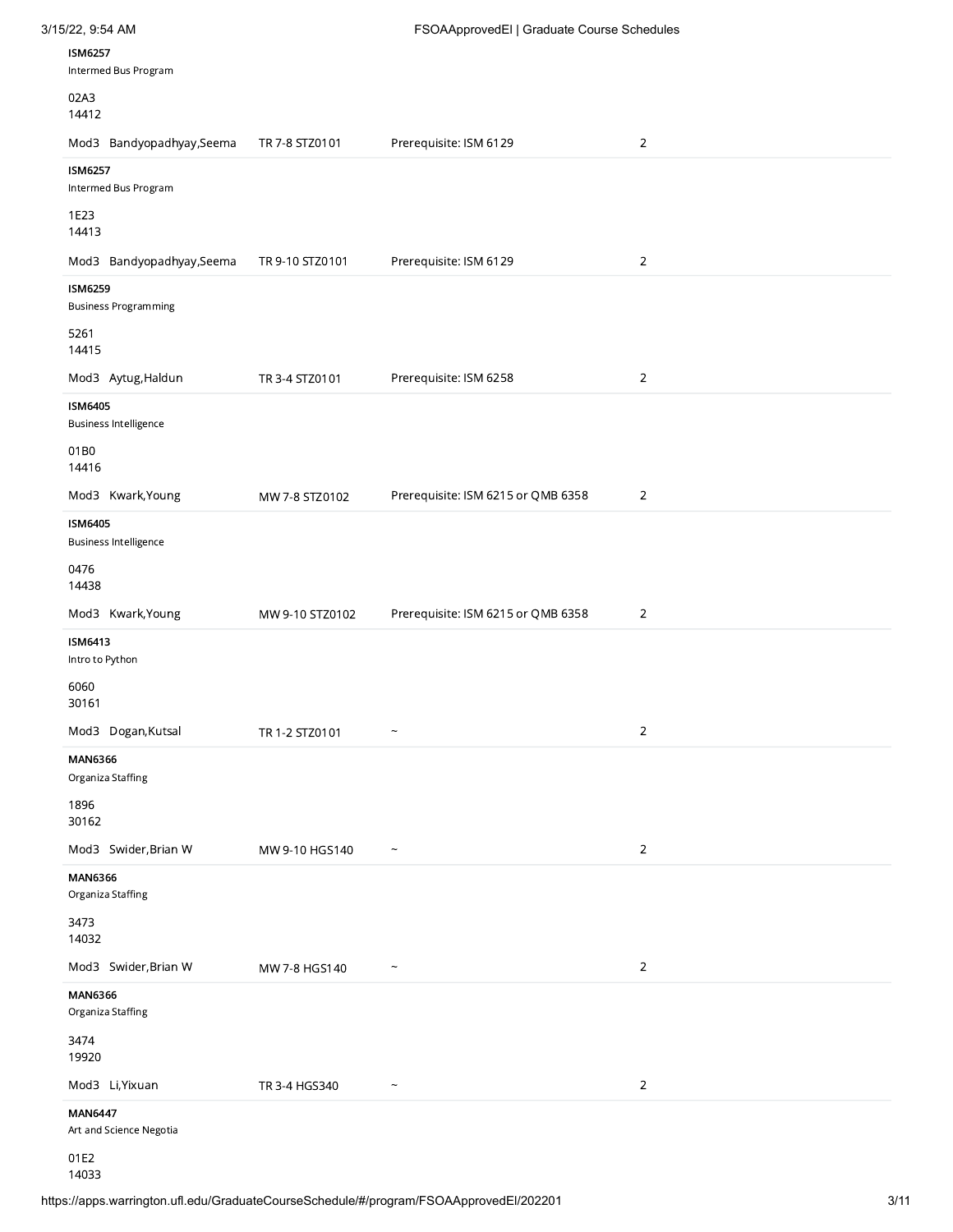**ISM6257**
Intermed Bus Program

02A3
14412

| | | | | |
|---|---|---|---|---|
| Mod3 | Bandyopadhyay,Seema | TR 7-8 STZ0101 | Prerequisite: ISM 6129 | 2 |

**ISM6257**
Intermed Bus Program

1E23
14413

| | | | | |
|---|---|---|---|---|
| Mod3 | Bandyopadhyay,Seema | TR 9-10 STZ0101 | Prerequisite: ISM 6129 | 2 |

**ISM6259**
Business Programming

5261
14415

| | | | | |
|---|---|---|---|---|
| Mod3 | Aytug,Haldun | TR 3-4 STZ0101 | Prerequisite: ISM 6258 | 2 |

**ISM6405**
Business Intelligence

01B0
14416

| | | | | |
|---|---|---|---|---|
| Mod3 | Kwark,Young | MW 7-8 STZ0102 | Prerequisite: ISM 6215 or QMB 6358 | 2 |

**ISM6405**
Business Intelligence

0476
14438

| | | | | |
|---|---|---|---|---|
| Mod3 | Kwark,Young | MW 9-10 STZ0102 | Prerequisite: ISM 6215 or QMB 6358 | 2 |

**ISM6413**
Intro to Python

6060
30161

| | | | | |
|---|---|---|---|---|
| Mod3 | Dogan,Kutsal | TR 1-2 STZ0101 | ~ | 2 |

**MAN6366**
Organiza Staffing

1896
30162

| | | | | |
|---|---|---|---|---|
| Mod3 | Swider,Brian W | MW 9-10 HGS140 | ~ | 2 |

**MAN6366**
Organiza Staffing

3473
14032

| | | | | |
|---|---|---|---|---|
| Mod3 | Swider,Brian W | MW 7-8 HGS140 | ~ | 2 |

**MAN6366**
Organiza Staffing

3474
19920

| | | | | |
|---|---|---|---|---|
| Mod3 | Li,Yixuan | TR 3-4 HGS340 | ~ | 2 |

**MAN6447**
Art and Science Negotia

01E2
14033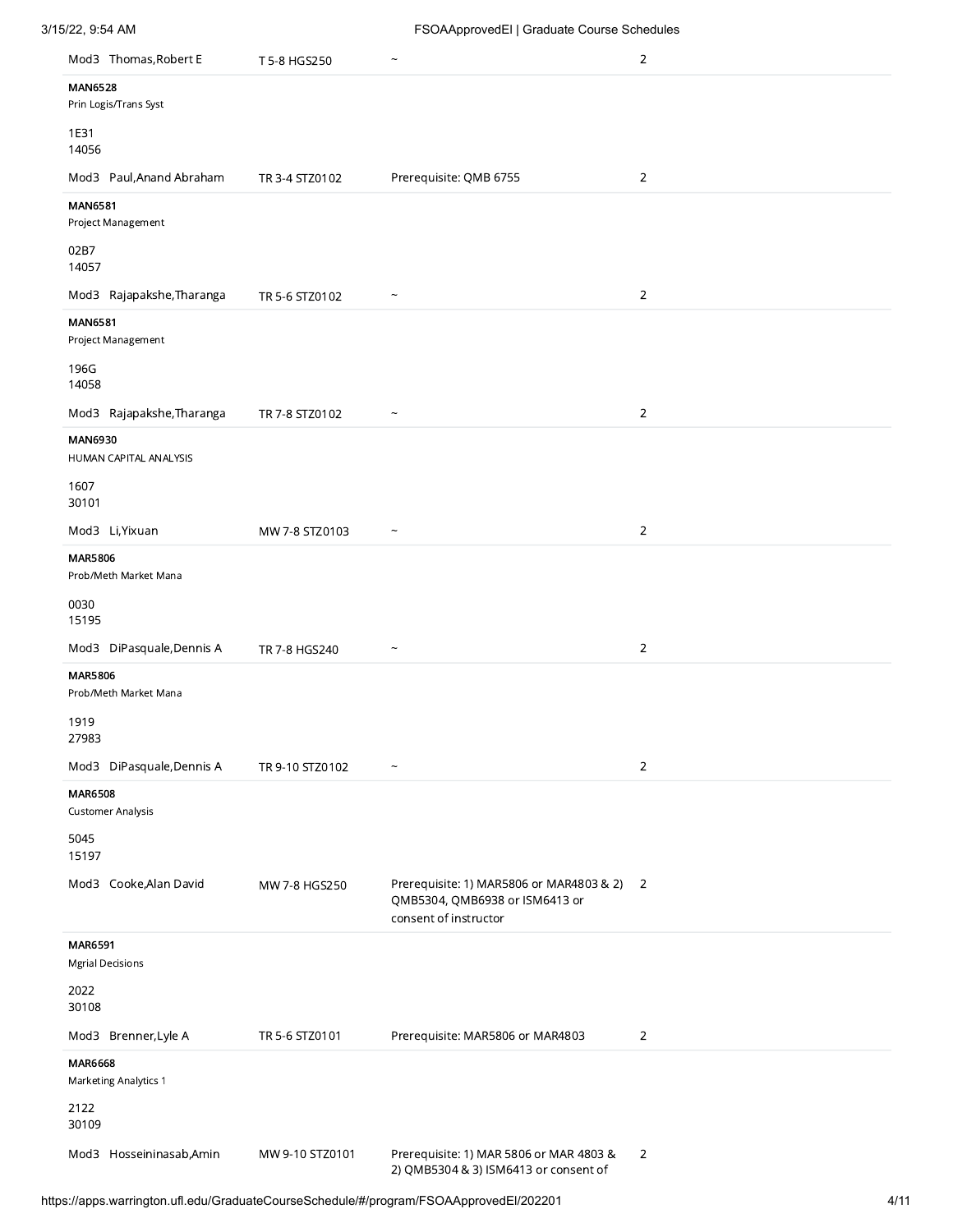| | | | |
|---|---|---|---|
| Mod3 Thomas,Robert E | T 5-8 HGS250 | ~ | 2 |
| **MAN6528**<br>Prin Logis/Trans Syst<br><br>1E31<br>14056 | | | |
| Mod3 Paul,Anand Abraham | TR 3-4 STZ0102 | Prerequisite: QMB 6755 | 2 |
| **MAN6581**<br>Project Management<br><br>02B7<br>14057 | | | |
| Mod3 Rajapakshe,Tharanga | TR 5-6 STZ0102 | ~ | 2 |
| **MAN6581**<br>Project Management<br><br>196G<br>14058 | | | |
| Mod3 Rajapakshe,Tharanga | TR 7-8 STZ0102 | ~ | 2 |
| **MAN6930**<br>HUMAN CAPITAL ANALYSIS<br><br>1607<br>30101 | | | |
| Mod3 Li,Yixuan | MW 7-8 STZ0103 | ~ | 2 |
| **MAR5806**<br>Prob/Meth Market Mana<br><br>0030<br>15195 | | | |
| Mod3 DiPasquale,Dennis A | TR 7-8 HGS240 | ~ | 2 |
| **MAR5806**<br>Prob/Meth Market Mana<br><br>1919<br>27983 | | | |
| Mod3 DiPasquale,Dennis A | TR 9-10 STZ0102 | ~ | 2 |
| **MAR6508**<br>Customer Analysis<br><br>5045<br>15197 | | | |
| Mod3 Cooke,Alan David | MW 7-8 HGS250 | Prerequisite: 1) MAR5806 or MAR4803 & 2) QMB5304, QMB6938 or ISM6413 or consent of instructor | 2 |
| **MAR6591**<br>Mgrial Decisions<br><br>2022<br>30108 | | | |
| Mod3 Brenner,Lyle A | TR 5-6 STZ0101 | Prerequisite: MAR5806 or MAR4803 | 2 |
| **MAR6668**<br>Marketing Analytics 1<br><br>2122<br>30109 | | | |
| Mod3 Hosseininasab,Amin | MW 9-10 STZ0101 | Prerequisite: 1) MAR 5806 or MAR 4803 & 2) QMB5304 & 3) ISM6413 or consent of | 2 |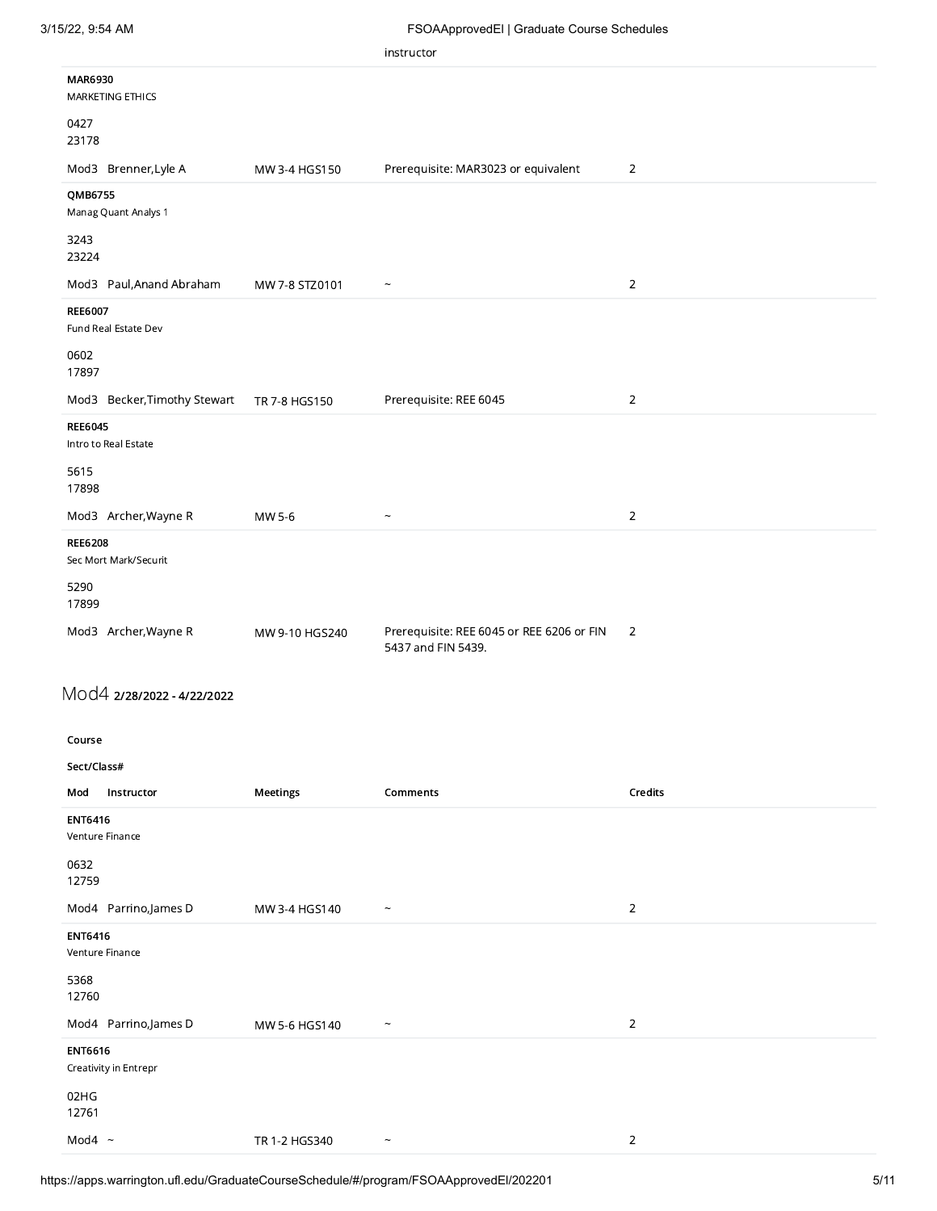| Mod | Instructor | Meetings | Comments | Credits |
|---|---|---|---|---|
| | | | instructor | |
| **MAR6930** MARKETING ETHICS 0427 23178 | | | | |
| Mod3 | Brenner,Lyle A | MW 3-4 HGS150 | Prerequisite: MAR3023 or equivalent | 2 |
| **QMB6755** Manag Quant Analys 1 3243 23224 | | | | |
| Mod3 | Paul,Anand Abraham | MW 7-8 STZ0101 | ~ | 2 |
| **REE6007** Fund Real Estate Dev 0602 17897 | | | | |
| Mod3 | Becker,Timothy Stewart | TR 7-8 HGS150 | Prerequisite: REE 6045 | 2 |
| **REE6045** Intro to Real Estate 5615 17898 | | | | |
| Mod3 | Archer,Wayne R | MW 5-6 | ~ | 2 |
| **REE6208** Sec Mort Mark/Securit 5290 17899 | | | | |
| Mod3 | Archer,Wayne R | MW 9-10 HGS240 | Prerequisite: REE 6045 or REE 6206 or FIN 5437 and FIN 5439. | 2 |

## Mod4 **2/28/2022 - 4/22/2022**

**Course**

**Sect/Class#**

| Mod | Instructor | Meetings | Comments | Credits |
|---|---|---|---|---|
| **ENT6416** Venture Finance 0632 12759 | | | | |
| Mod4 | Parrino,James D | MW 3-4 HGS140 | ~ | 2 |
| **ENT6416** Venture Finance 5368 12760 | | | | |
| Mod4 | Parrino,James D | MW 5-6 HGS140 | ~ | 2 |
| **ENT6616** Creativity in Entrepr 02HG 12761 | | | | |
| Mod4 | ~ | TR 1-2 HGS340 | ~ | 2 |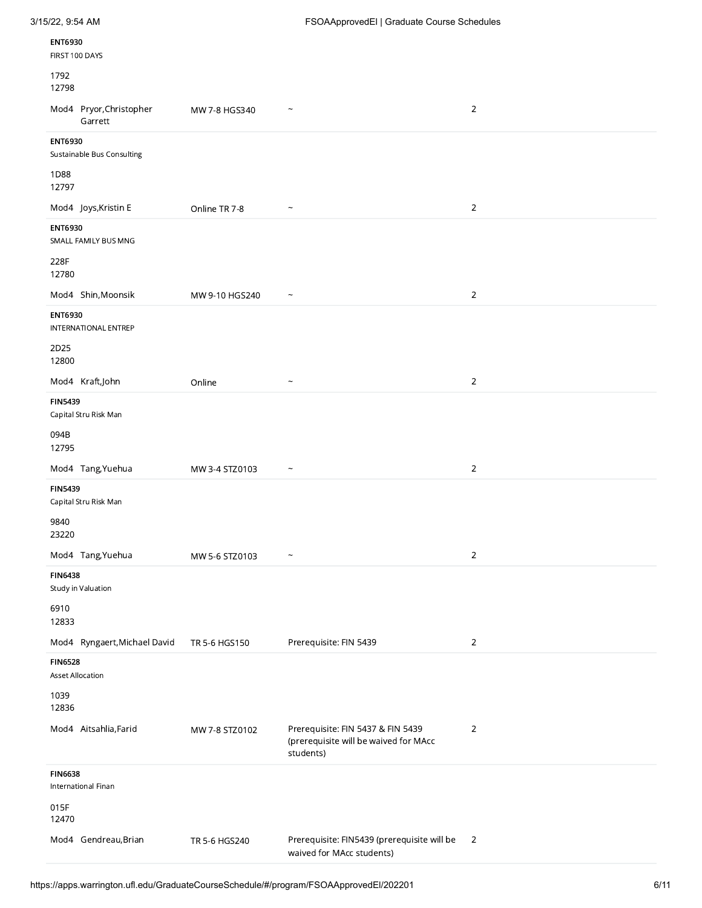**ENT6930**
FIRST 100 DAYS

1792
12798

| | | | |
|---|---|---|---|
| Mod4 Pryor,Christopher Garrett | MW 7-8 HGS340 | ~ | 2 |

**ENT6930**
Sustainable Bus Consulting

1D88
12797

| | | | |
|---|---|---|---|
| Mod4 Joys,Kristin E | Online TR 7-8 | ~ | 2 |

**ENT6930**
SMALL FAMILY BUS MNG

228F
12780

| | | | |
|---|---|---|---|
| Mod4 Shin,Moonsik | MW 9-10 HGS240 | ~ | 2 |

**ENT6930**
INTERNATIONAL ENTREP

2D25
12800

| | | | |
|---|---|---|---|
| Mod4 Kraft,John | Online | ~ | 2 |

**FIN5439**
Capital Stru Risk Man

094B
12795

| | | | |
|---|---|---|---|
| Mod4 Tang,Yuehua | MW 3-4 STZ0103 | ~ | 2 |

**FIN5439**
Capital Stru Risk Man

9840
23220

| | | | |
|---|---|---|---|
| Mod4 Tang,Yuehua | MW 5-6 STZ0103 | ~ | 2 |

**FIN6438**
Study in Valuation

6910
12833

| | | | |
|---|---|---|---|
| Mod4 Ryngaert,Michael David | TR 5-6 HGS150 | Prerequisite: FIN 5439 | 2 |

**FIN6528**
Asset Allocation

1039
12836

| | | | |
|---|---|---|---|
| Mod4 Aitsahlia,Farid | MW 7-8 STZ0102 | Prerequisite: FIN 5437 & FIN 5439 (prerequisite will be waived for MAcc students) | 2 |

**FIN6638**
International Finan

015F
12470

| | | | |
|---|---|---|---|
| Mod4 Gendreau,Brian | TR 5-6 HGS240 | Prerequisite: FIN5439 (prerequisite will be waived for MAcc students) | 2 |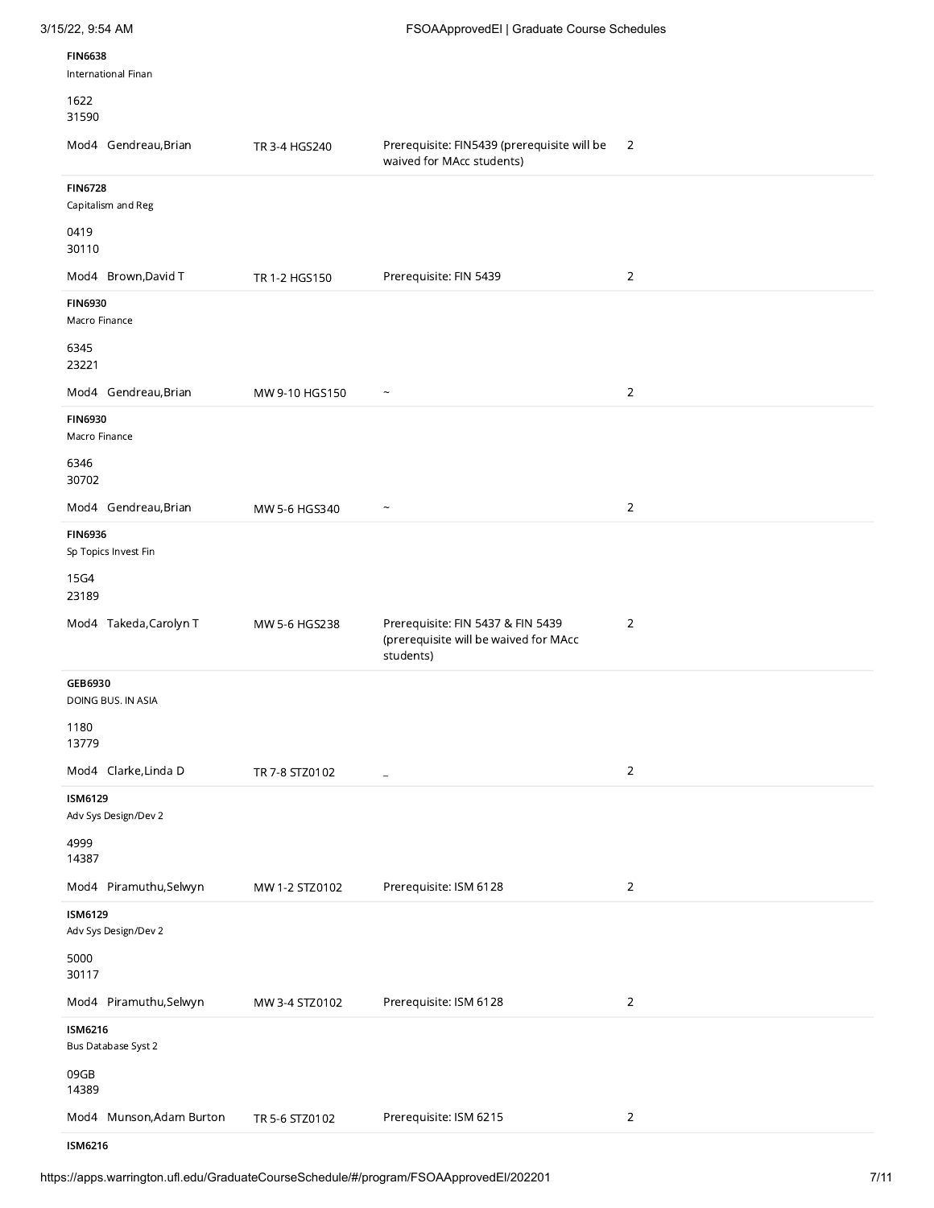**FIN6638**
International Finan

1622
31590

| | | | |
|---|---|---|---|
| Mod4 Gendreau,Brian | TR 3-4 HGS240 | Prerequisite: FIN5439 (prerequisite will be waived for MAcc students) | 2 |

**FIN6728**
Capitalism and Reg

0419
30110

| | | | |
|---|---|---|---|
| Mod4 Brown,David T | TR 1-2 HGS150 | Prerequisite: FIN 5439 | 2 |

**FIN6930**
Macro Finance

6345
23221

| | | | |
|---|---|---|---|
| Mod4 Gendreau,Brian | MW 9-10 HGS150 | ~ | 2 |

**FIN6930**
Macro Finance

6346
30702

| | | | |
|---|---|---|---|
| Mod4 Gendreau,Brian | MW 5-6 HGS340 | ~ | 2 |

**FIN6936**
Sp Topics Invest Fin

15G4
23189

| | | | |
|---|---|---|---|
| Mod4 Takeda,Carolyn T | MW 5-6 HGS238 | Prerequisite: FIN 5437 & FIN 5439 (prerequisite will be waived for MAcc students) | 2 |

**GEB6930**
DOING BUS. IN ASIA

1180
13779

| | | | |
|---|---|---|---|
| Mod4 Clarke,Linda D | TR 7-8 STZ0102 | _ | 2 |

**ISM6129**
Adv Sys Design/Dev 2

4999
14387

| | | | |
|---|---|---|---|
| Mod4 Piramuthu,Selwyn | MW 1-2 STZ0102 | Prerequisite: ISM 6128 | 2 |

**ISM6129**
Adv Sys Design/Dev 2

5000
30117

| | | | |
|---|---|---|---|
| Mod4 Piramuthu,Selwyn | MW 3-4 STZ0102 | Prerequisite: ISM 6128 | 2 |

**ISM6216**
Bus Database Syst 2

09GB
14389

| | | | |
|---|---|---|---|
| Mod4 Munson,Adam Burton | TR 5-6 STZ0102 | Prerequisite: ISM 6215 | 2 |

**ISM6216**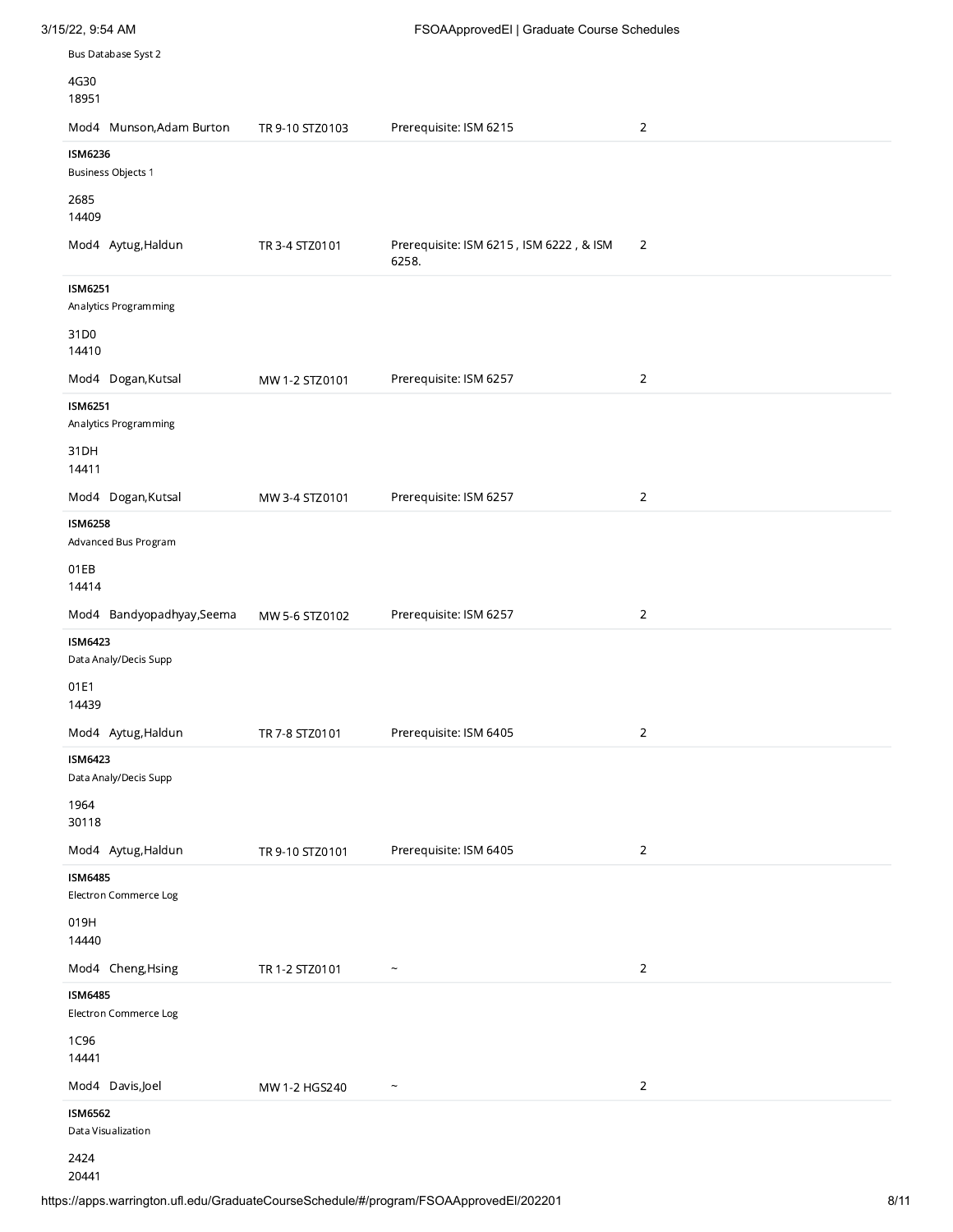Bus Database Syst 2

4G30
18951

| | | | |
|---|---|---|---|
| Mod4 Munson,Adam Burton | TR 9-10 STZ0103 | Prerequisite: ISM 6215 | 2 |

**ISM6236**
Business Objects 1

2685
14409

| | | | |
|---|---|---|---|
| Mod4 Aytug,Haldun | TR 3-4 STZ0101 | Prerequisite: ISM 6215 , ISM 6222 , & ISM 6258. | 2 |

**ISM6251**
Analytics Programming

31D0
14410

| | | | |
|---|---|---|---|
| Mod4 Dogan,Kutsal | MW 1-2 STZ0101 | Prerequisite: ISM 6257 | 2 |

**ISM6251**
Analytics Programming

31DH
14411

| | | | |
|---|---|---|---|
| Mod4 Dogan,Kutsal | MW 3-4 STZ0101 | Prerequisite: ISM 6257 | 2 |

**ISM6258**
Advanced Bus Program

01EB
14414

| | | | |
|---|---|---|---|
| Mod4 Bandyopadhyay,Seema | MW 5-6 STZ0102 | Prerequisite: ISM 6257 | 2 |

**ISM6423**
Data Analy/Decis Supp

01E1
14439

| | | | |
|---|---|---|---|
| Mod4 Aytug,Haldun | TR 7-8 STZ0101 | Prerequisite: ISM 6405 | 2 |

**ISM6423**
Data Analy/Decis Supp

1964
30118

| | | | |
|---|---|---|---|
| Mod4 Aytug,Haldun | TR 9-10 STZ0101 | Prerequisite: ISM 6405 | 2 |

**ISM6485**
Electron Commerce Log

019H
14440

| | | | |
|---|---|---|---|
| Mod4 Cheng,Hsing | TR 1-2 STZ0101 | ~ | 2 |

**ISM6485**
Electron Commerce Log

1C96
14441

| | | | |
|---|---|---|---|
| Mod4 Davis,Joel | MW 1-2 HGS240 | ~ | 2 |

**ISM6562**
Data Visualization

2424
20441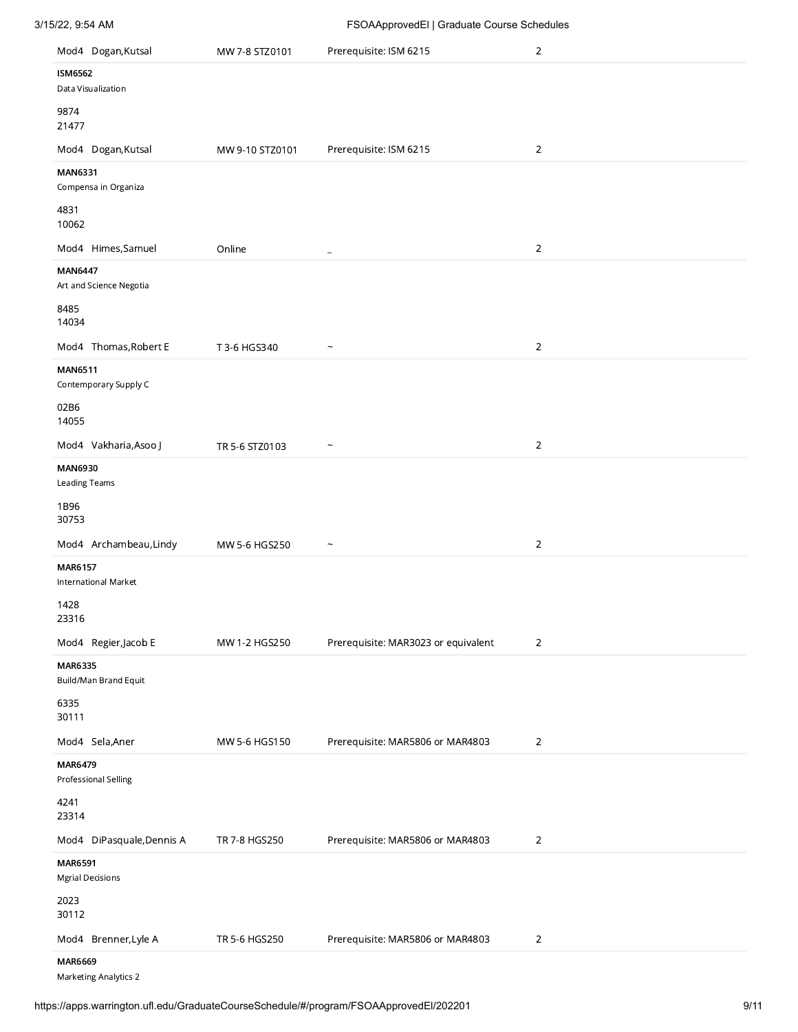| | | | |
|---|---|---|---|
| Mod4 Dogan,Kutsal | MW 7-8 STZ0101 | Prerequisite: ISM 6215 | 2 |

**ISM6562**
Data Visualization

9874
21477

| | | | |
|---|---|---|---|
| Mod4 Dogan,Kutsal | MW 9-10 STZ0101 | Prerequisite: ISM 6215 | 2 |

**MAN6331**
Compensa in Organiza

4831
10062

| | | | |
|---|---|---|---|
| Mod4 Himes,Samuel | Online | _ | 2 |

**MAN6447**
Art and Science Negotia

8485
14034

| | | | |
|---|---|---|---|
| Mod4 Thomas,Robert E | T 3-6 HGS340 | ~ | 2 |

**MAN6511**
Contemporary Supply C

02B6
14055

| | | | |
|---|---|---|---|
| Mod4 Vakharia,Asoo J | TR 5-6 STZ0103 | ~ | 2 |

**MAN6930**
Leading Teams

1B96
30753

| | | | |
|---|---|---|---|
| Mod4 Archambeau,Lindy | MW 5-6 HGS250 | ~ | 2 |

**MAR6157**
International Market

1428
23316

| | | | |
|---|---|---|---|
| Mod4 Regier,Jacob E | MW 1-2 HGS250 | Prerequisite: MAR3023 or equivalent | 2 |

**MAR6335**
Build/Man Brand Equit

6335
30111

| | | | |
|---|---|---|---|
| Mod4 Sela,Aner | MW 5-6 HGS150 | Prerequisite: MAR5806 or MAR4803 | 2 |

**MAR6479**
Professional Selling

4241
23314

| | | | |
|---|---|---|---|
| Mod4 DiPasquale,Dennis A | TR 7-8 HGS250 | Prerequisite: MAR5806 or MAR4803 | 2 |

**MAR6591**
Mgrial Decisions

2023
30112

| | | | |
|---|---|---|---|
| Mod4 Brenner,Lyle A | TR 5-6 HGS250 | Prerequisite: MAR5806 or MAR4803 | 2 |

**MAR6669**
Marketing Analytics 2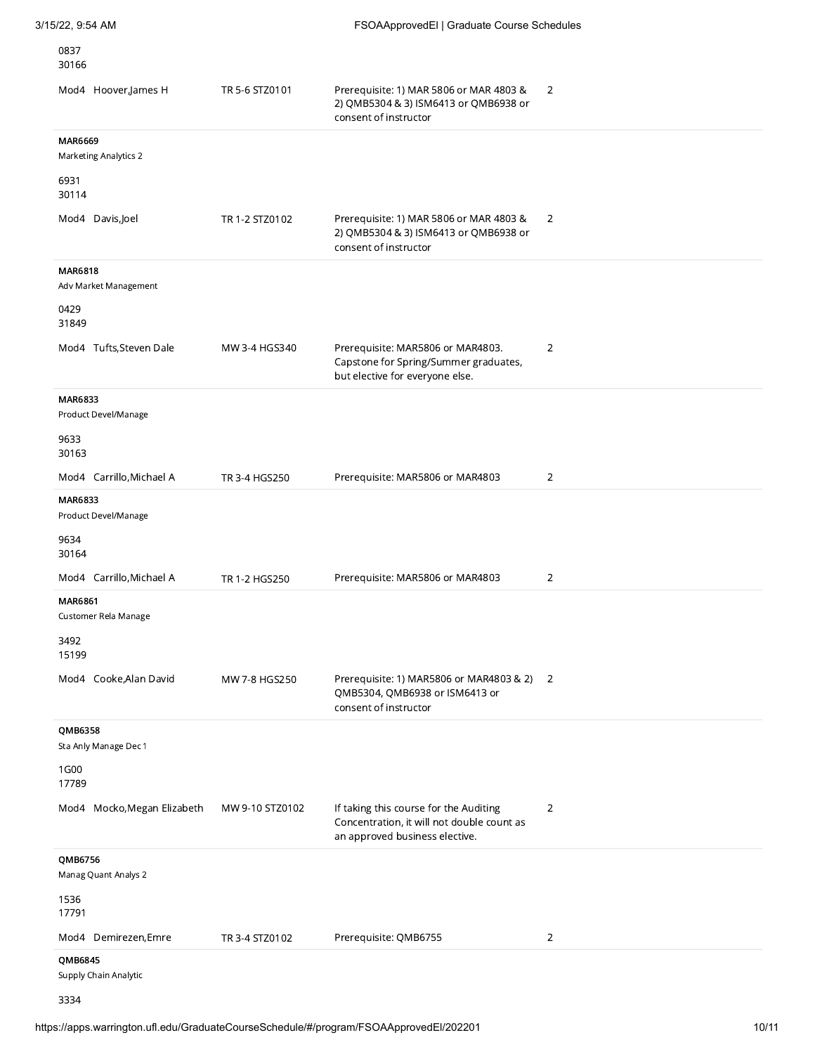0837
30166

| | | | |
|---|---|---|---|
| Mod4 Hoover,James H | TR 5-6 STZ0101 | Prerequisite: 1) MAR 5806 or MAR 4803 & 2) QMB5304 & 3) ISM6413 or QMB6938 or consent of instructor | 2 |

**MAR6669**
Marketing Analytics 2

6931
30114

| | | | |
|---|---|---|---|
| Mod4 Davis,Joel | TR 1-2 STZ0102 | Prerequisite: 1) MAR 5806 or MAR 4803 & 2) QMB5304 & 3) ISM6413 or QMB6938 or consent of instructor | 2 |

**MAR6818**
Adv Market Management

0429
31849

| | | | |
|---|---|---|---|
| Mod4 Tufts,Steven Dale | MW 3-4 HGS340 | Prerequisite: MAR5806 or MAR4803. Capstone for Spring/Summer graduates, but elective for everyone else. | 2 |

**MAR6833**
Product Devel/Manage

9633
30163

| | | | |
|---|---|---|---|
| Mod4 Carrillo,Michael A | TR 3-4 HGS250 | Prerequisite: MAR5806 or MAR4803 | 2 |

**MAR6833**
Product Devel/Manage

9634
30164

| | | | |
|---|---|---|---|
| Mod4 Carrillo,Michael A | TR 1-2 HGS250 | Prerequisite: MAR5806 or MAR4803 | 2 |

**MAR6861**
Customer Rela Manage

3492
15199

| | | | |
|---|---|---|---|
| Mod4 Cooke,Alan David | MW 7-8 HGS250 | Prerequisite: 1) MAR5806 or MAR4803 & 2) QMB5304, QMB6938 or ISM6413 or consent of instructor | 2 |

**QMB6358**
Sta Anly Manage Dec 1

1G00
17789

| | | | |
|---|---|---|---|
| Mod4 Mocko,Megan Elizabeth | MW 9-10 STZ0102 | If taking this course for the Auditing Concentration, it will not double count as an approved business elective. | 2 |

**QMB6756**
Manag Quant Analys 2

1536
17791

| | | | |
|---|---|---|---|
| Mod4 Demirezen,Emre | TR 3-4 STZ0102 | Prerequisite: QMB6755 | 2 |

**QMB6845**
Supply Chain Analytic

3334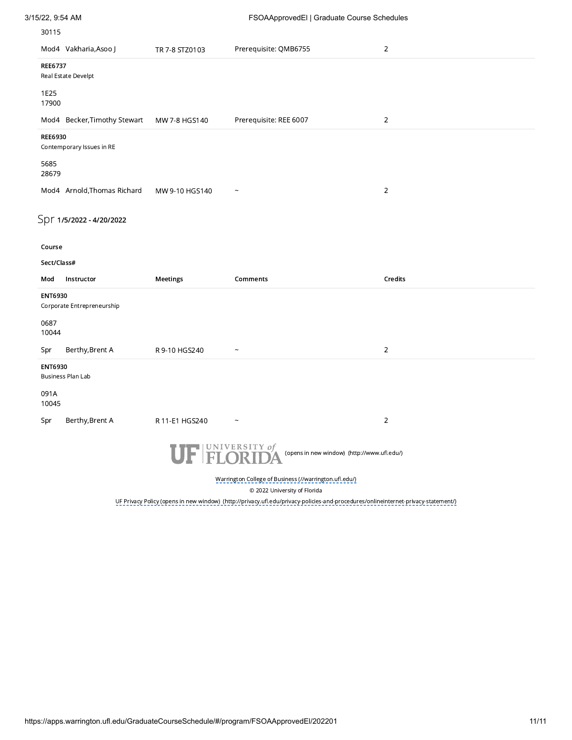30115

| Mod | Instructor | Meetings | Comments | Credits |
|---|---|---|---|---|
| Mod4 | Vakharia,Asoo J | TR 7-8 STZ0103 | Prerequisite: QMB6755 | 2 |

**REE6737**
Real Estate Develpt

1E25
17900

| Mod | Instructor | Meetings | Comments | Credits |
|---|---|---|---|---|
| Mod4 | Becker,Timothy Stewart | MW 7-8 HGS140 | Prerequisite: REE 6007 | 2 |

**REE6930**
Contemporary Issues in RE

5685
28679

| Mod | Instructor | Meetings | Comments | Credits |
|---|---|---|---|---|
| Mod4 | Arnold,Thomas Richard | MW 9-10 HGS140 | ~ | 2 |

## Spr **1/5/2022 - 4/20/2022**

**Course**

**Sect/Class#**

| Mod | Instructor | Meetings | Comments | Credits |
|---|---|---|---|---|

**ENT6930**
Corporate Entrepreneurship

0687
10044

| Mod | Instructor | Meetings | Comments | Credits |
|---|---|---|---|---|
| Spr | Berthy,Brent A | R 9-10 HGS240 | ~ | 2 |

**ENT6930**
Business Plan Lab

091A
10045

| Mod | Instructor | Meetings | Comments | Credits |
|---|---|---|---|---|
| Spr | Berthy,Brent A | R 11-E1 HGS240 | ~ | 2 |

UF | UNIVERSITY of FLORIDA (opens in new window) (http://www.ufl.edu/)

Warrington College of Business (//warrington.ufl.edu/)

© 2022 University of Florida

UF Privacy Policy (opens in new window) (http://privacy.ufl.edu/privacy-policies-and-procedures/onlineinternet-privacy-statement/)